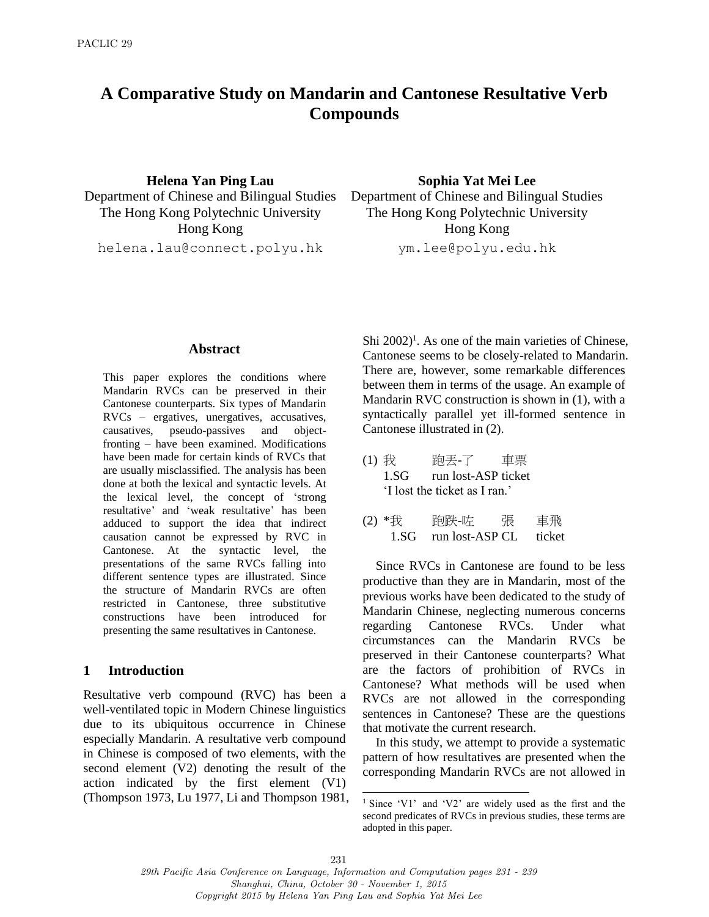# A Comparative Study on Mandarin and Cantonese Resultative Verb Compounds

**Helena Yan Ping Lau**
Department of Chinese and Bilingual Studies
The Hong Kong Polytechnic University
Hong Kong
helena.lau@connect.polyu.hk

**Sophia Yat Mei Lee**
Department of Chinese and Bilingual Studies
The Hong Kong Polytechnic University
Hong Kong
ym.lee@polyu.edu.hk

## Abstract

This paper explores the conditions where Mandarin RVCs can be preserved in their Cantonese counterparts. Six types of Mandarin RVCs – ergatives, unergatives, accusatives, causatives, pseudo-passives and object-fronting – have been examined. Modifications have been made for certain kinds of RVCs that are usually misclassified. The analysis has been done at both the lexical and syntactic levels. At the lexical level, the concept of 'strong resultative' and 'weak resultative' has been adduced to support the idea that indirect causation cannot be expressed by RVC in Cantonese. At the syntactic level, the presentations of the same RVCs falling into different sentence types are illustrated. Since the structure of Mandarin RVCs are often restricted in Cantonese, three substitutive constructions have been introduced for presenting the same resultatives in Cantonese.

## 1 Introduction

Resultative verb compound (RVC) has been a well-ventilated topic in Modern Chinese linguistics due to its ubiquitous occurrence in Chinese especially Mandarin. A resultative verb compound in Chinese is composed of two elements, with the second element (V2) denoting the result of the action indicated by the first element (V1) (Thompson 1973, Lu 1977, Li and Thompson 1981, Shi 2002)[1]. As one of the main varieties of Chinese, Cantonese seems to be closely-related to Mandarin. There are, however, some remarkable differences between them in terms of the usage. An example of Mandarin RVC construction is shown in (1), with a syntactically parallel yet ill-formed sentence in Cantonese illustrated in (2).

(1) 我 跑丟-了 車票
1.SG run lost-ASP ticket
'I lost the ticket as I ran.'

(2) *我 跑跌-咗 張 車飛
1.SG run lost-ASP CL ticket

Since RVCs in Cantonese are found to be less productive than they are in Mandarin, most of the previous works have been dedicated to the study of Mandarin Chinese, neglecting numerous concerns regarding Cantonese RVCs. Under what circumstances can the Mandarin RVCs be preserved in their Cantonese counterparts? What are the factors of prohibition of RVCs in Cantonese? What methods will be used when RVCs are not allowed in the corresponding sentences in Cantonese? These are the questions that motivate the current research.

In this study, we attempt to provide a systematic pattern of how resultatives are presented when the corresponding Mandarin RVCs are not allowed in

[1] Since 'V1' and 'V2' are widely used as the first and the second predicates of RVCs in previous studies, these terms are adopted in this paper.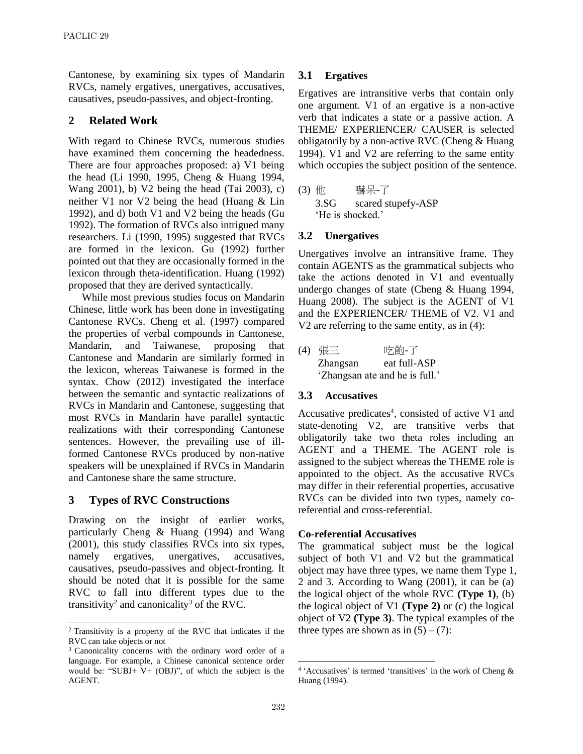Cantonese, by examining six types of Mandarin RVCs, namely ergatives, unergatives, accusatives, causatives, pseudo-passives, and object-fronting.

## 2 Related Work

With regard to Chinese RVCs, numerous studies have examined them concerning the headedness. There are four approaches proposed: a) V1 being the head (Li 1990, 1995, Cheng & Huang 1994, Wang 2001), b) V2 being the head (Tai 2003), c) neither V1 nor V2 being the head (Huang & Lin 1992), and d) both V1 and V2 being the heads (Gu 1992). The formation of RVCs also intrigued many researchers. Li (1990, 1995) suggested that RVCs are formed in the lexicon. Gu (1992) further pointed out that they are occasionally formed in the lexicon through theta-identification. Huang (1992) proposed that they are derived syntactically.

While most previous studies focus on Mandarin Chinese, little work has been done in investigating Cantonese RVCs. Cheng et al. (1997) compared the properties of verbal compounds in Cantonese, Mandarin, and Taiwanese, proposing that Cantonese and Mandarin are similarly formed in the lexicon, whereas Taiwanese is formed in the syntax. Chow (2012) investigated the interface between the semantic and syntactic realizations of RVCs in Mandarin and Cantonese, suggesting that most RVCs in Mandarin have parallel syntactic realizations with their corresponding Cantonese sentences. However, the prevailing use of ill-formed Cantonese RVCs produced by non-native speakers will be unexplained if RVCs in Mandarin and Cantonese share the same structure.

## 3 Types of RVC Constructions

Drawing on the insight of earlier works, particularly Cheng & Huang (1994) and Wang (2001), this study classifies RVCs into six types, namely ergatives, unergatives, accusatives, causatives, pseudo-passives and object-fronting. It should be noted that it is possible for the same RVC to fall into different types due to the transitivity[2] and canonicality[3] of the RVC.

### 3.1 Ergatives

Ergatives are intransitive verbs that contain only one argument. V1 of an ergative is a non-active verb that indicates a state or a passive action. A THEME/ EXPERIENCER/ CAUSER is selected obligatorily by a non-active RVC (Cheng & Huang 1994). V1 and V2 are referring to the same entity which occupies the subject position of the sentence.

(3) 他 嚇呆-了
3.SG scared stupefy-ASP
'He is shocked.'

### 3.2 Unergatives

Unergatives involve an intransitive frame. They contain AGENTS as the grammatical subjects who take the actions denoted in V1 and eventually undergo changes of state (Cheng & Huang 1994, Huang 2008). The subject is the AGENT of V1 and the EXPERIENCER/ THEME of V2. V1 and V2 are referring to the same entity, as in (4):

(4) 張三 吃飽-了
Zhangsan eat full-ASP
'Zhangsan ate and he is full.'

### 3.3 Accusatives

Accusative predicates[4], consisted of active V1 and state-denoting V2, are transitive verbs that obligatorily take two theta roles including an AGENT and a THEME. The AGENT role is assigned to the subject whereas the THEME role is appointed to the object. As the accusative RVCs may differ in their referential properties, accusative RVCs can be divided into two types, namely co-referential and cross-referential.

**Co-referential Accusatives**

The grammatical subject must be the logical subject of both V1 and V2 but the grammatical object may have three types, we name them Type 1, 2 and 3. According to Wang (2001), it can be (a) the logical object of the whole RVC **(Type 1)**, (b) the logical object of V1 **(Type 2)** or (c) the logical object of V2 **(Type 3)**. The typical examples of the three types are shown as in (5) – (7):

---

[2] Transitivity is a property of the RVC that indicates if the RVC can take objects or not

[3] Canonicality concerns with the ordinary word order of a language. For example, a Chinese canonical sentence order would be: "SUBJ+ V+ (OBJ)", of which the subject is the AGENT.

[4] 'Accusatives' is termed 'transitives' in the work of Cheng & Huang (1994).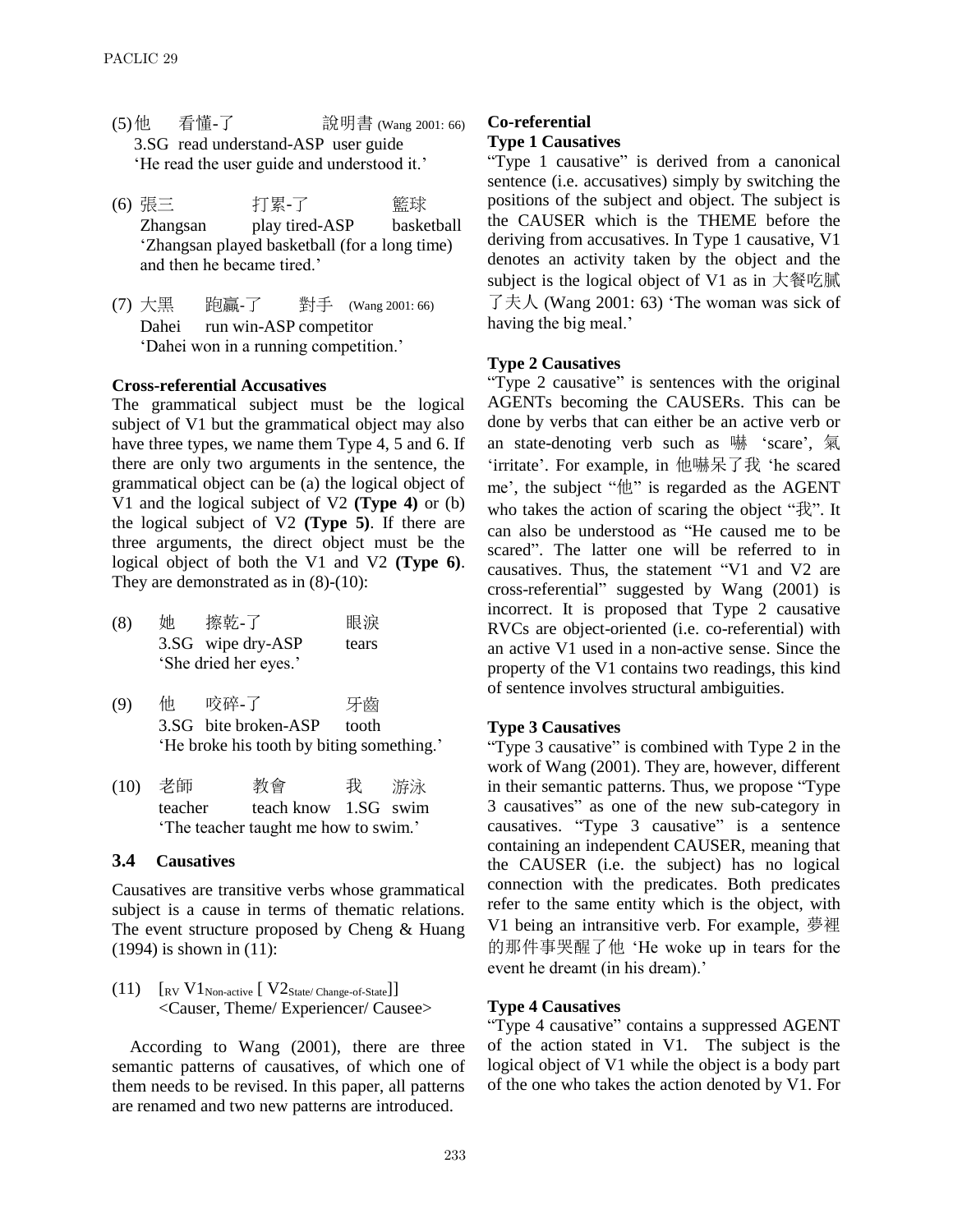(5) 他　　看懂-了　　　　說明書 (Wang 2001: 66)
　3.SG read understand-ASP user guide
　'He read the user guide and understood it.'

(6) 張三　　　打累-了　　　籃球
　Zhangsan　　play tired-ASP　　basketball
　'Zhangsan played basketball (for a long time) and then he became tired.'

(7) 大黑　　跑贏-了　　對手 (Wang 2001: 66)
　Dahei　　run win-ASP competitor
　'Dahei won in a running competition.'

**Cross-referential Accusatives**

The grammatical subject must be the logical subject of V1 but the grammatical object may also have three types, we name them Type 4, 5 and 6. If there are only two arguments in the sentence, the grammatical object can be (a) the logical object of V1 and the logical subject of V2 **(Type 4)** or (b) the logical subject of V2 **(Type 5)**. If there are three arguments, the direct object must be the logical object of both the V1 and V2 **(Type 6)**. They are demonstrated as in (8)-(10):

(8)　她　　擦乾-了　　　　眼淚
　　3.SG wipe dry-ASP　　tears
　　'She dried her eyes.'

(9)　他　　咬碎-了　　　　牙齒
　　3.SG bite broken-ASP　　tooth
　　'He broke his tooth by biting something.'

(10)　老師　　　教會　　　我　　游泳
　　teacher　　teach know　1.SG　swim
　　'The teacher taught me how to swim.'

### 3.4 Causatives

Causatives are transitive verbs whose grammatical subject is a cause in terms of thematic relations. The event structure proposed by Cheng & Huang (1994) is shown in (11):

(11)　$[_{RV}\ V1_{Non\text{-}active}\ [\ V2_{State/\ Change\text{-}of\text{-}State}]]$
　　<Causer, Theme/ Experiencer/ Causee>

According to Wang (2001), there are three semantic patterns of causatives, of which one of them needs to be revised. In this paper, all patterns are renamed and two new patterns are introduced.

**Co-referential**

**Type 1 Causatives**

"Type 1 causative" is derived from a canonical sentence (i.e. accusatives) simply by switching the positions of the subject and object. The subject is the CAUSER which is the THEME before the deriving from accusatives. In Type 1 causative, V1 denotes an activity taken by the object and the subject is the logical object of V1 as in 大餐吃膩了夫人 (Wang 2001: 63) 'The woman was sick of having the big meal.'

**Type 2 Causatives**

"Type 2 causative" is sentences with the original AGENTs becoming the CAUSERs. This can be done by verbs that can either be an active verb or an state-denoting verb such as 嚇 'scare', 氣 'irritate'. For example, in 他嚇呆了我 'he scared me', the subject "他" is regarded as the AGENT who takes the action of scaring the object "我". It can also be understood as "He caused me to be scared". The latter one will be referred to in causatives. Thus, the statement "V1 and V2 are cross-referential" suggested by Wang (2001) is incorrect. It is proposed that Type 2 causative RVCs are object-oriented (i.e. co-referential) with an active V1 used in a non-active sense. Since the property of the V1 contains two readings, this kind of sentence involves structural ambiguities.

**Type 3 Causatives**

"Type 3 causative" is combined with Type 2 in the work of Wang (2001). They are, however, different in their semantic patterns. Thus, we propose "Type 3 causatives" as one of the new sub-category in causatives. "Type 3 causative" is a sentence containing an independent CAUSER, meaning that the CAUSER (i.e. the subject) has no logical connection with the predicates. Both predicates refer to the same entity which is the object, with V1 being an intransitive verb. For example, 夢裡的那件事哭醒了他 'He woke up in tears for the event he dreamt (in his dream).'

**Type 4 Causatives**

"Type 4 causative" contains a suppressed AGENT of the action stated in V1. The subject is the logical object of V1 while the object is a body part of the one who takes the action denoted by V1. For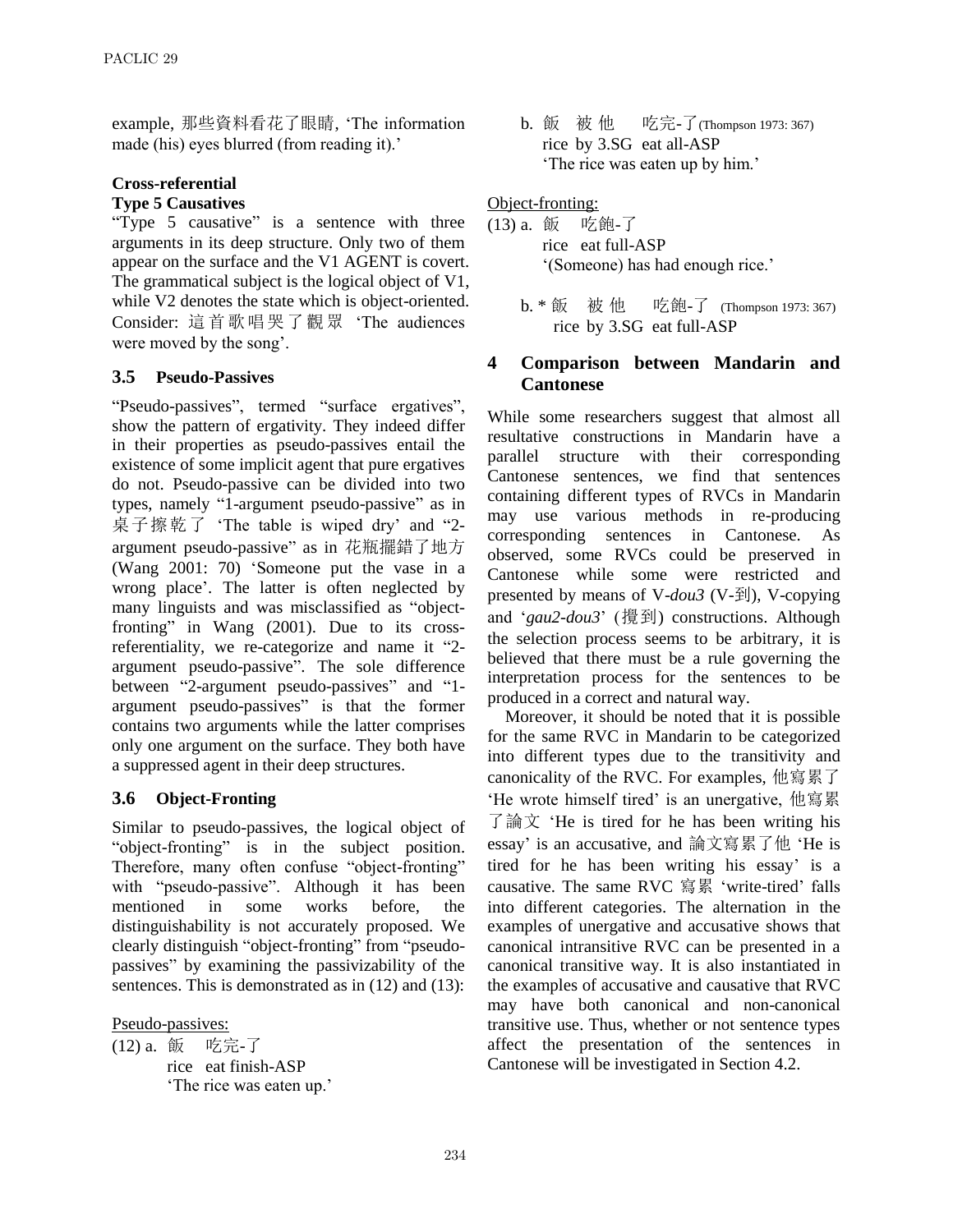example, 那些資料看花了眼睛, 'The information made (his) eyes blurred (from reading it).'

**Cross-referential**

**Type 5 Causatives**

"Type 5 causative" is a sentence with three arguments in its deep structure. Only two of them appear on the surface and the V1 AGENT is covert. The grammatical subject is the logical object of V1, while V2 denotes the state which is object-oriented. Consider: 這首歌唱哭了觀眾 'The audiences were moved by the song'.

### 3.5 Pseudo-Passives

"Pseudo-passives", termed "surface ergatives", show the pattern of ergativity. They indeed differ in their properties as pseudo-passives entail the existence of some implicit agent that pure ergatives do not. Pseudo-passive can be divided into two types, namely "1-argument pseudo-passive" as in 桌子擦乾了 'The table is wiped dry' and "2-argument pseudo-passive" as in 花瓶擺錯了地方 (Wang 2001: 70) 'Someone put the vase in a wrong place'. The latter is often neglected by many linguists and was misclassified as "object-fronting" in Wang (2001). Due to its cross-referentiality, we re-categorize and name it "2-argument pseudo-passive". The sole difference between "2-argument pseudo-passives" and "1-argument pseudo-passives" is that the former contains two arguments while the latter comprises only one argument on the surface. They both have a suppressed agent in their deep structures.

### 3.6 Object-Fronting

Similar to pseudo-passives, the logical object of "object-fronting" is in the subject position. Therefore, many often confuse "object-fronting" with "pseudo-passive". Although it has been mentioned in some works before, the distinguishability is not accurately proposed. We clearly distinguish "object-fronting" from "pseudo-passives" by examining the passivizability of the sentences. This is demonstrated as in (12) and (13):

Pseudo-passives:

(12) a. 飯　吃完-了
rice eat finish-ASP
'The rice was eaten up.'

b. 飯　被 他　吃完-了 (Thompson 1973: 367)
rice by 3.SG eat all-ASP
'The rice was eaten up by him.'

Object-fronting:

(13) a. 飯　吃飽-了
rice eat full-ASP
'(Someone) has had enough rice.'

b. * 飯　被 他　吃飽-了 (Thompson 1973: 367)
rice by 3.SG eat full-ASP

## 4 Comparison between Mandarin and Cantonese

While some researchers suggest that almost all resultative constructions in Mandarin have a parallel structure with their corresponding Cantonese sentences, we find that sentences containing different types of RVCs in Mandarin may use various methods in re-producing corresponding sentences in Cantonese. As observed, some RVCs could be preserved in Cantonese while some were restricted and presented by means of V-*dou3* (V-到), V-copying and '*gau2-dou3*' (攪到) constructions. Although the selection process seems to be arbitrary, it is believed that there must be a rule governing the interpretation process for the sentences to be produced in a correct and natural way.

Moreover, it should be noted that it is possible for the same RVC in Mandarin to be categorized into different types due to the transitivity and canonicality of the RVC. For examples, 他寫累了 'He wrote himself tired' is an unergative, 他寫累了論文 'He is tired for he has been writing his essay' is an accusative, and 論文寫累了他 'He is tired for he has been writing his essay' is a causative. The same RVC 寫累 'write-tired' falls into different categories. The alternation in the examples of unergative and accusative shows that canonical intransitive RVC can be presented in a canonical transitive way. It is also instantiated in the examples of accusative and causative that RVC may have both canonical and non-canonical transitive use. Thus, whether or not sentence types affect the presentation of the sentences in Cantonese will be investigated in Section 4.2.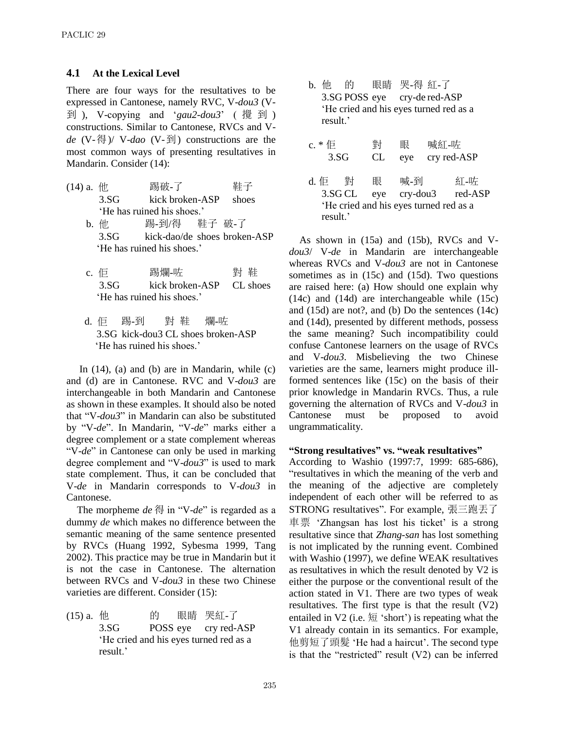### 4.1 At the Lexical Level

There are four ways for the resultatives to be expressed in Cantonese, namely RVC, V-*dou3* (V-到), V-copying and '*gau2-dou3*' (攪到) constructions. Similar to Cantonese, RVCs and V-*de* (V-得)/ V-*dao* (V-到) constructions are the most common ways of presenting resultatives in Mandarin. Consider (14):

(14) a. 他　　踢破-了　　鞋子
　　3.SG　　kick broken-ASP　　shoes
　　'He has ruined his shoes.'

　b. 他　　踢-到/得　　鞋子 破-了
　　3.SG　　kick-dao/de shoes broken-ASP
　　'He has ruined his shoes.'

　c. 佢　　踢爛-咗　　對 鞋
　　3.SG　　kick broken-ASP　　CL shoes
　　'He has ruined his shoes.'

　d. 佢　踢-到　　對 鞋　　爛-咗
　　3.SG kick-dou3 CL shoes broken-ASP
　　'He has ruined his shoes.'

In (14), (a) and (b) are in Mandarin, while (c) and (d) are in Cantonese. RVC and V-*dou3* are interchangeable in both Mandarin and Cantonese as shown in these examples. It should also be noted that "V-*dou3*" in Mandarin can also be substituted by "V-*de*". In Mandarin, "V-*de*" marks either a degree complement or a state complement whereas "V-*de*" in Cantonese can only be used in marking degree complement and "V-*dou3*" is used to mark state complement. Thus, it can be concluded that V-*de* in Mandarin corresponds to V-*dou3* in Cantonese.

The morpheme *de* 得 in "V-*de*" is regarded as a dummy *de* which makes no difference between the semantic meaning of the same sentence presented by RVCs (Huang 1992, Sybesma 1999, Tang 2002). This practice may be true in Mandarin but it is not the case in Cantonese. The alternation between RVCs and V-*dou3* in these two Chinese varieties are different. Consider (15):

(15) a. 他　　的　　眼睛 哭紅-了
　　3.SG　　POSS eye　　cry red-ASP
　　'He cried and his eyes turned red as a result.'

　b. 他　的　　眼睛 哭-得 紅-了
　　3.SG POSS eye　　cry-de red-ASP
　　'He cried and his eyes turned red as a result.'

　c. * 佢　　對　　眼　　喊紅-咗
　　3.SG　　CL　　eye　　cry red-ASP

　d. 佢　對　　眼　　喊-到　　紅-咗
　　3.SG CL　　eye　　cry-dou3　　red-ASP
　　'He cried and his eyes turned red as a result.'

As shown in (15a) and (15b), RVCs and V-*dou3*/ V-*de* in Mandarin are interchangeable whereas RVCs and V-*dou3* are not in Cantonese sometimes as in (15c) and (15d). Two questions are raised here: (a) How should one explain why (14c) and (14d) are interchangeable while (15c) and (15d) are not?, and (b) Do the sentences (14c) and (14d), presented by different methods, possess the same meaning? Such incompatibility could confuse Cantonese learners on the usage of RVCs and V-*dou3*. Misbelieving the two Chinese varieties are the same, learners might produce ill-formed sentences like (15c) on the basis of their prior knowledge in Mandarin RVCs. Thus, a rule governing the alternation of RVCs and V-*dou3* in Cantonese must be proposed to avoid ungrammaticality.

**"Strong resultatives" vs. "weak resultatives"**

According to Washio (1997:7, 1999: 685-686), "resultatives in which the meaning of the verb and the meaning of the adjective are completely independent of each other will be referred to as STRONG resultatives". For example, 張三跑丟了車票 'Zhangsan has lost his ticket' is a strong resultative since that *Zhang-san* has lost something is not implicated by the running event. Combined with Washio (1997), we define WEAK resultatives as resultatives in which the result denoted by V2 is either the purpose or the conventional result of the action stated in V1. There are two types of weak resultatives. The first type is that the result (V2) entailed in V2 (i.e. 短 'short') is repeating what the V1 already contain in its semantics. For example, 他剪短了頭髮 'He had a haircut'. The second type is that the "restricted" result (V2) can be inferred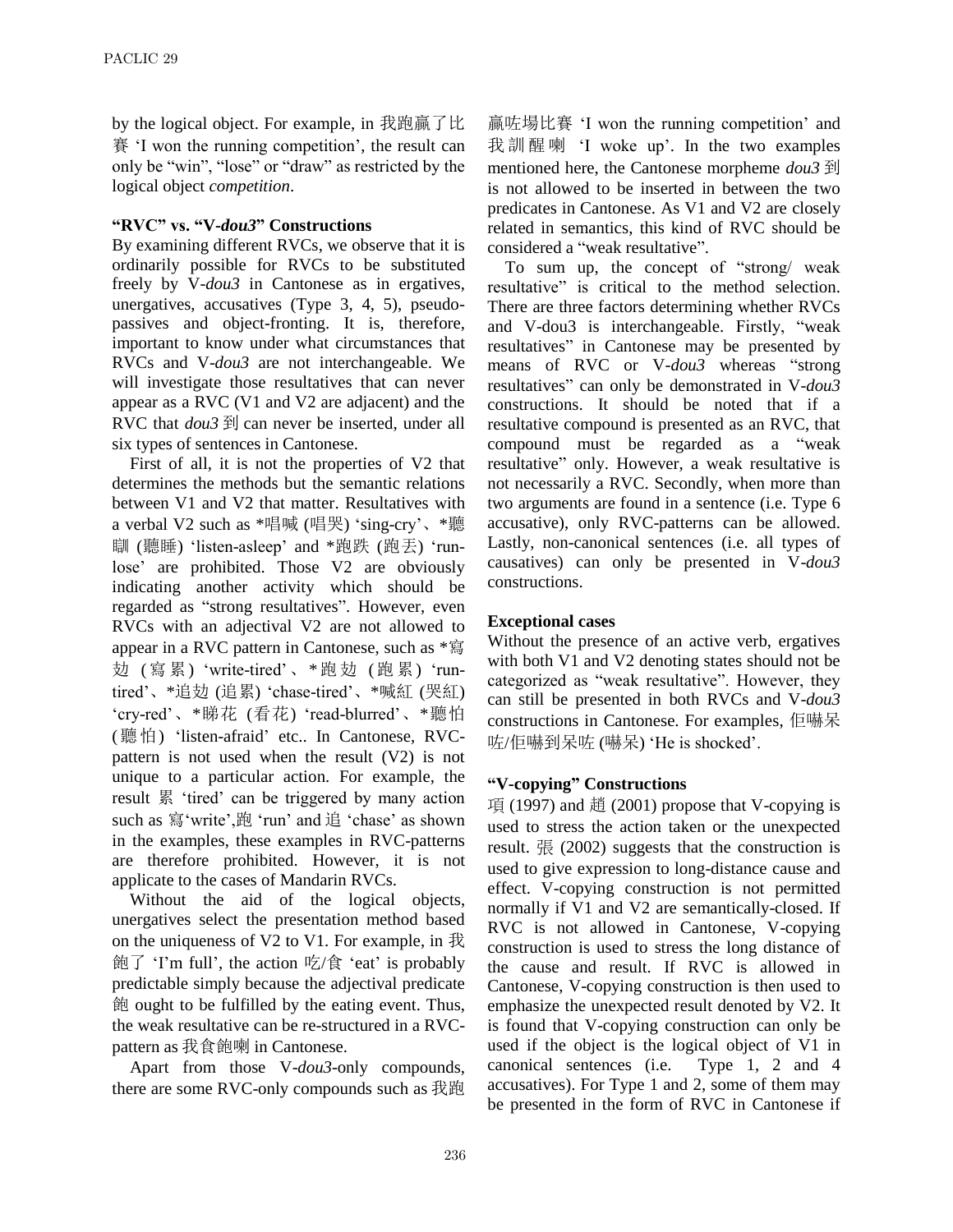by the logical object. For example, in 我跑赢了比賽 'I won the running competition', the result can only be "win", "lose" or "draw" as restricted by the logical object *competition*.

**"RVC" vs. "V-*dou3*" Constructions**

By examining different RVCs, we observe that it is ordinarily possible for RVCs to be substituted freely by V-*dou3* in Cantonese as in ergatives, unergatives, accusatives (Type 3, 4, 5), pseudo-passives and object-fronting. It is, therefore, important to know under what circumstances that RVCs and V-*dou3* are not interchangeable. We will investigate those resultatives that can never appear as a RVC (V1 and V2 are adjacent) and the RVC that *dou3* 到 can never be inserted, under all six types of sentences in Cantonese.

First of all, it is not the properties of V2 that determines the methods but the semantic relations between V1 and V2 that matter. Resultatives with a verbal V2 such as *唱喊 (唱哭) 'sing-cry'、*聽瞓 (聽睡) 'listen-asleep' and *跑跌 (跑丟) 'run-lose' are prohibited. Those V2 are obviously indicating another activity which should be regarded as "strong resultatives". However, even RVCs with an adjectival V2 are not allowed to appear in a RVC pattern in Cantonese, such as *寫攰 (寫累) 'write-tired'、*跑攰 (跑累) 'run-tired'、*追攰 (追累) 'chase-tired'、*喊紅 (哭紅) 'cry-red'、*睇花 (看花) 'read-blurred'、*聽怕 (聽怕) 'listen-afraid' etc.. In Cantonese, RVC-pattern is not used when the result (V2) is not unique to a particular action. For example, the result 累 'tired' can be triggered by many action such as 寫'write',跑 'run' and 追 'chase' as shown in the examples, these examples in RVC-patterns are therefore prohibited. However, it is not applicate to the cases of Mandarin RVCs.

Without the aid of the logical objects, unergatives select the presentation method based on the uniqueness of V2 to V1. For example, in 我飽了 'I'm full', the action 吃/食 'eat' is probably predictable simply because the adjectival predicate 飽 ought to be fulfilled by the eating event. Thus, the weak resultative can be re-structured in a RVC-pattern as 我食飽喇 in Cantonese.

Apart from those V-*dou3*-only compounds, there are some RVC-only compounds such as 我跑贏咗場比賽 'I won the running competition' and 我訓醒喇 'I woke up'. In the two examples mentioned here, the Cantonese morpheme *dou3* 到 is not allowed to be inserted in between the two predicates in Cantonese. As V1 and V2 are closely related in semantics, this kind of RVC should be considered a "weak resultative".

To sum up, the concept of "strong/ weak resultative" is critical to the method selection. There are three factors determining whether RVCs and V-dou3 is interchangeable. Firstly, "weak resultatives" in Cantonese may be presented by means of RVC or V-*dou3* whereas "strong resultatives" can only be demonstrated in V-*dou3* constructions. It should be noted that if a resultative compound is presented as an RVC, that compound must be regarded as a "weak resultative" only. However, a weak resultative is not necessarily a RVC. Secondly, when more than two arguments are found in a sentence (i.e. Type 6 accusative), only RVC-patterns can be allowed. Lastly, non-canonical sentences (i.e. all types of causatives) can only be presented in V-*dou3* constructions.

**Exceptional cases**

Without the presence of an active verb, ergatives with both V1 and V2 denoting states should not be categorized as "weak resultative". However, they can still be presented in both RVCs and V-*dou3* constructions in Cantonese. For examples, 佢嚇呆咗/佢嚇到呆咗 (嚇呆) 'He is shocked'.

**"V-copying" Constructions**

項 (1997) and 趙 (2001) propose that V-copying is used to stress the action taken or the unexpected result. 張 (2002) suggests that the construction is used to give expression to long-distance cause and effect. V-copying construction is not permitted normally if V1 and V2 are semantically-closed. If RVC is not allowed in Cantonese, V-copying construction is used to stress the long distance of the cause and result. If RVC is allowed in Cantonese, V-copying construction is then used to emphasize the unexpected result denoted by V2. It is found that V-copying construction can only be used if the object is the logical object of V1 in canonical sentences (i.e. Type 1, 2 and 4 accusatives). For Type 1 and 2, some of them may be presented in the form of RVC in Cantonese if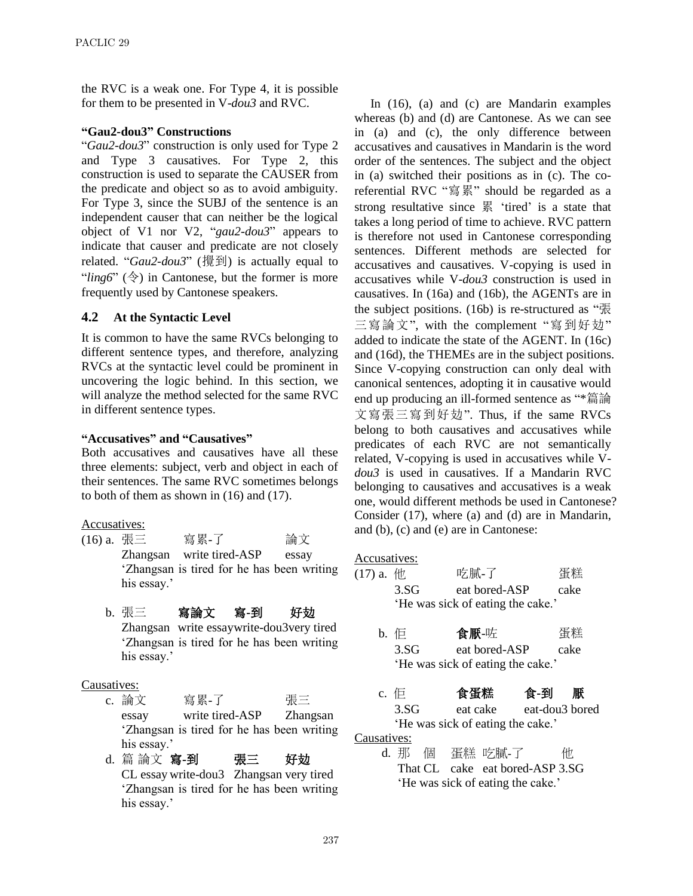the RVC is a weak one. For Type 4, it is possible for them to be presented in V-*dou3* and RVC.

**"Gau2-dou3" Constructions**

"*Gau2-dou3*" construction is only used for Type 2 and Type 3 causatives. For Type 2, this construction is used to separate the CAUSER from the predicate and object so as to avoid ambiguity. For Type 3, since the SUBJ of the sentence is an independent causer that can neither be the logical object of V1 nor V2, "*gau2-dou3*" appears to indicate that causer and predicate are not closely related. "*Gau2-dou3*" (攪到) is actually equal to "*ling6*" (令) in Cantonese, but the former is more frequently used by Cantonese speakers.

## 4.2 At the Syntactic Level

It is common to have the same RVCs belonging to different sentence types, and therefore, analyzing RVCs at the syntactic level could be prominent in uncovering the logic behind. In this section, we will analyze the method selected for the same RVC in different sentence types.

**"Accusatives" and "Causatives"**

Both accusatives and causatives have all these three elements: subject, verb and object in each of their sentences. The same RVC sometimes belongs to both of them as shown in (16) and (17).

Accusatives:

(16) a. 張三 寫累-了 論文
Zhangsan write tired-ASP essay
'Zhangsan is tired for he has been writing his essay.'

b. 張三 **寫論文 寫-到 好攰**
Zhangsan write essay write-dou3 very tired
'Zhangsan is tired for he has been writing his essay.'

Causatives:

c. 論文 寫累-了 張三
essay write tired-ASP Zhangsan
'Zhangsan is tired for he has been writing his essay.'

d. 篇 論文 **寫-到 張三 好攰**
CL essay write-dou3 Zhangsan very tired
'Zhangsan is tired for he has been writing his essay.'

In (16), (a) and (c) are Mandarin examples whereas (b) and (d) are Cantonese. As we can see in (a) and (c), the only difference between accusatives and causatives in Mandarin is the word order of the sentences. The subject and the object in (a) switched their positions as in (c). The co-referential RVC "寫累" should be regarded as a strong resultative since 累 'tired' is a state that takes a long period of time to achieve. RVC pattern is therefore not used in Cantonese corresponding sentences. Different methods are selected for accusatives and causatives. V-copying is used in accusatives while V-*dou3* construction is used in causatives. In (16a) and (16b), the AGENTs are in the subject positions. (16b) is re-structured as "張三寫論文", with the complement "寫到好攰" added to indicate the state of the AGENT. In (16c) and (16d), the THEMEs are in the subject positions. Since V-copying construction can only deal with canonical sentences, adopting it in causative would end up producing an ill-formed sentence as "*篇論文寫張三寫到好攰". Thus, if the same RVCs belong to both causatives and accusatives while predicates of each RVC are not semantically related, V-copying is used in accusatives while V-*dou3* is used in causatives. If a Mandarin RVC belonging to causatives and accusatives is a weak one, would different methods be used in Cantonese? Consider (17), where (a) and (d) are in Mandarin, and (b), (c) and (e) are in Cantonese:

Accusatives:

(17) a. 他 吃膩-了 蛋糕
3.SG eat bored-ASP cake
'He was sick of eating the cake.'

b. 佢 **食厭**-咗 蛋糕
3.SG eat bored-ASP cake
'He was sick of eating the cake.'

c. 佢 **食蛋糕 食-到 厭**
3.SG eat cake eat-dou3 bored
'He was sick of eating the cake.'

Causatives:

d. 那 個 蛋糕 吃膩-了 他
That CL cake eat bored-ASP 3.SG
'He was sick of eating the cake.'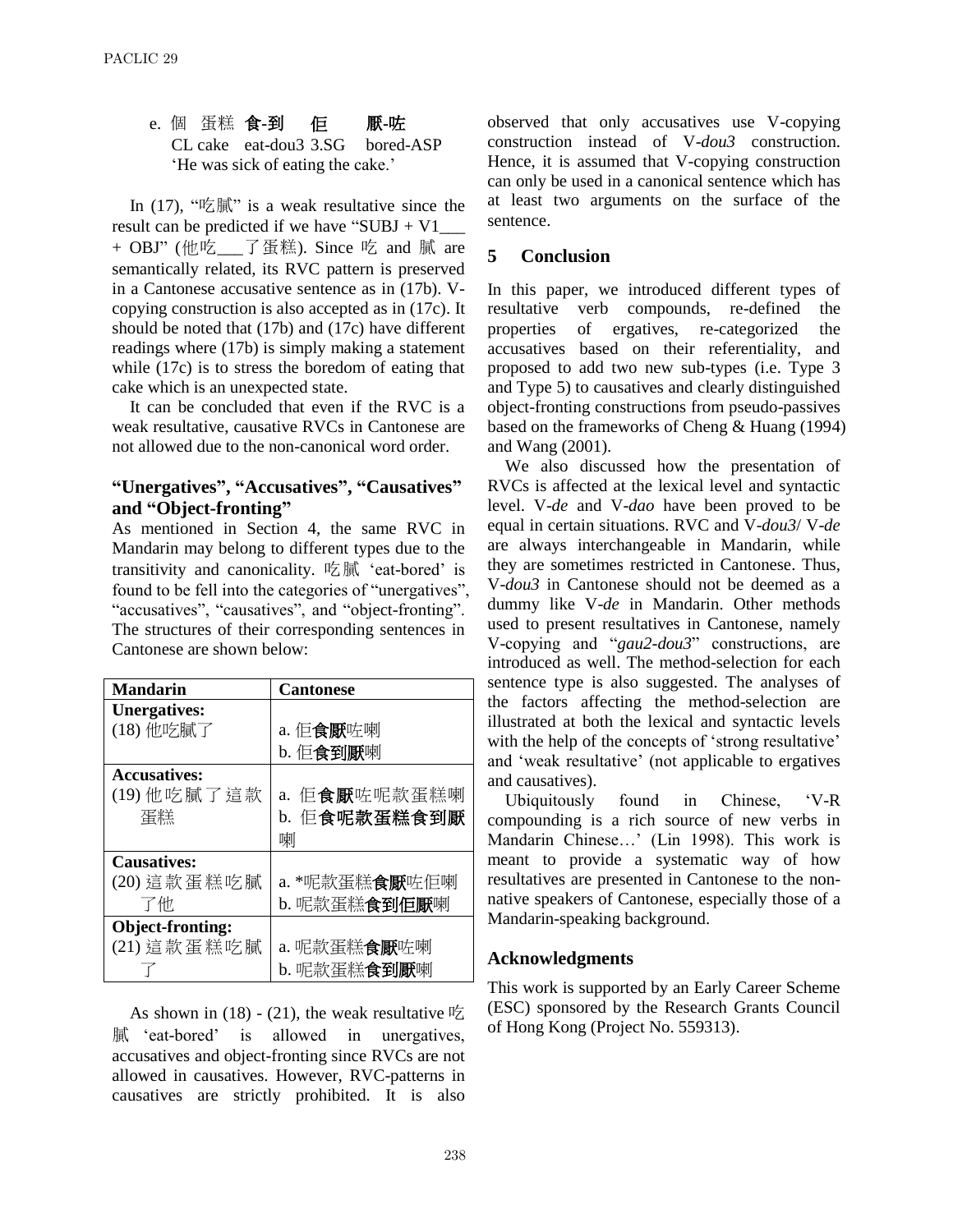e. 個 蛋糕 **食-到** **佢** **厭-咗**
CL cake eat-dou3 3.SG bored-ASP
'He was sick of eating the cake.'

In (17), "吃膩" is a weak resultative since the result can be predicted if we have "SUBJ + V1___ + OBJ" (他吃___了蛋糕). Since 吃 and 膩 are semantically related, its RVC pattern is preserved in a Cantonese accusative sentence as in (17b). V-copying construction is also accepted as in (17c). It should be noted that (17b) and (17c) have different readings where (17b) is simply making a statement while (17c) is to stress the boredom of eating that cake which is an unexpected state.

It can be concluded that even if the RVC is a weak resultative, causative RVCs in Cantonese are not allowed due to the non-canonical word order.

**"Unergatives", "Accusatives", "Causatives" and "Object-fronting"**

As mentioned in Section 4, the same RVC in Mandarin may belong to different types due to the transitivity and canonicality. 吃膩 'eat-bored' is found to be fell into the categories of "unergatives", "accusatives", "causatives", and "object-fronting". The structures of their corresponding sentences in Cantonese are shown below:

| Mandarin | Cantonese |
|---|---|
| **Unergatives:**<br>(18) 他吃膩了 | a. 佢**食厭**咗喇<br>b. 佢**食到厭**喇 |
| **Accusatives:**<br>(19) 他吃膩了這款蛋糕 | a. 佢**食厭**咗呢款蛋糕喇<br>b. 佢**食呢款蛋糕食到厭**喇 |
| **Causatives:**<br>(20) 這款蛋糕吃膩了他 | a. *呢款蛋糕**食厭**咗佢喇<br>b. 呢款蛋糕**食到佢厭**喇 |
| **Object-fronting:**<br>(21) 這款蛋糕吃膩了 | a. 呢款蛋糕**食厭**咗喇<br>b. 呢款蛋糕**食到厭**喇 |

As shown in (18) - (21), the weak resultative 吃膩 'eat-bored' is allowed in unergatives, accusatives and object-fronting since RVCs are not allowed in causatives. However, RVC-patterns in causatives are strictly prohibited. It is also observed that only accusatives use V-copying construction instead of V-*dou3* construction. Hence, it is assumed that V-copying construction can only be used in a canonical sentence which has at least two arguments on the surface of the sentence.

## 5 Conclusion

In this paper, we introduced different types of resultative verb compounds, re-defined the properties of ergatives, re-categorized the accusatives based on their referentiality, and proposed to add two new sub-types (i.e. Type 3 and Type 5) to causatives and clearly distinguished object-fronting constructions from pseudo-passives based on the frameworks of Cheng & Huang (1994) and Wang (2001).

We also discussed how the presentation of RVCs is affected at the lexical level and syntactic level. V-*de* and V-*dao* have been proved to be equal in certain situations. RVC and V-*dou3*/ V-*de* are always interchangeable in Mandarin, while they are sometimes restricted in Cantonese. Thus, V-*dou3* in Cantonese should not be deemed as a dummy like V-*de* in Mandarin. Other methods used to present resultatives in Cantonese, namely V-copying and "*gau2-dou3*" constructions, are introduced as well. The method-selection for each sentence type is also suggested. The analyses of the factors affecting the method-selection are illustrated at both the lexical and syntactic levels with the help of the concepts of 'strong resultative' and 'weak resultative' (not applicable to ergatives and causatives).

Ubiquitously found in Chinese, 'V-R compounding is a rich source of new verbs in Mandarin Chinese…' (Lin 1998). This work is meant to provide a systematic way of how resultatives are presented in Cantonese to the non-native speakers of Cantonese, especially those of a Mandarin-speaking background.

## Acknowledgments

This work is supported by an Early Career Scheme (ESC) sponsored by the Research Grants Council of Hong Kong (Project No. 559313).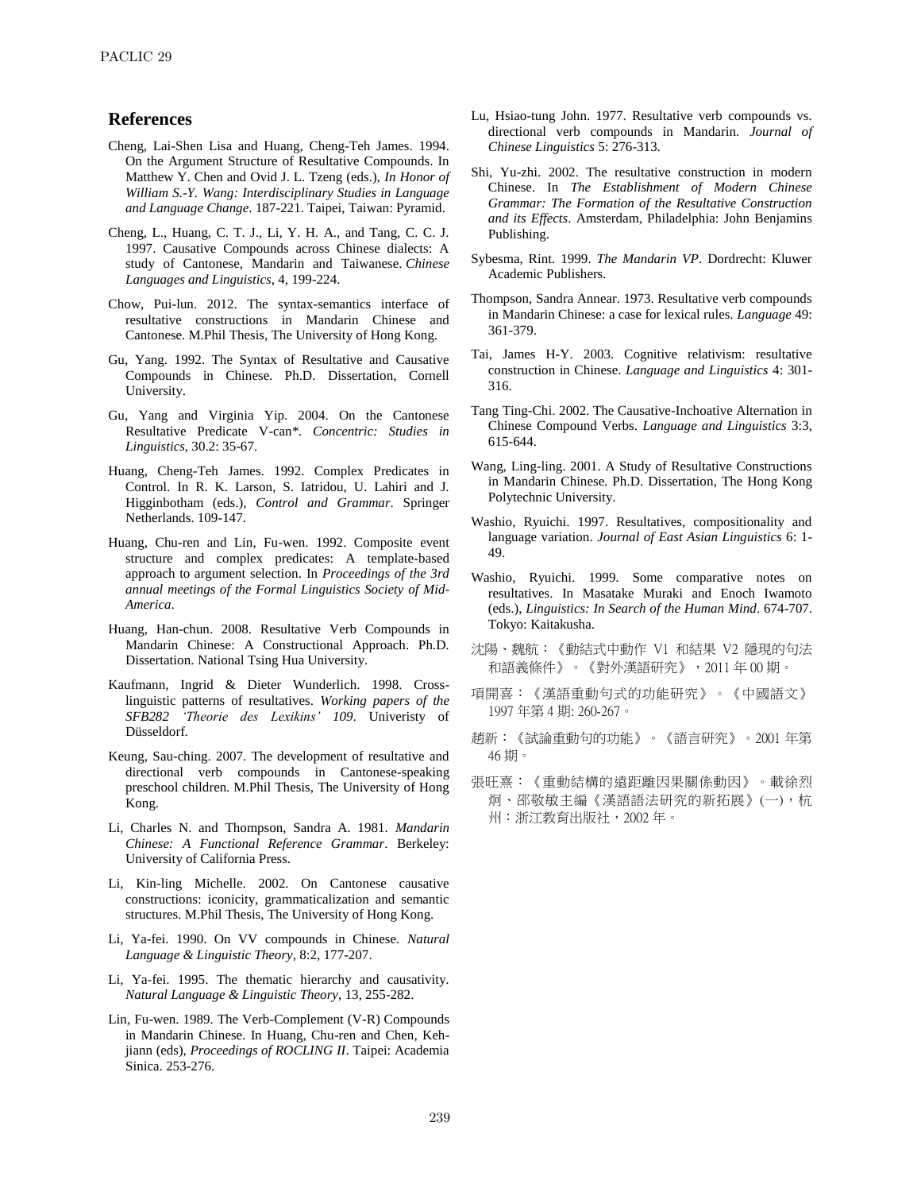## References

Cheng, Lai-Shen Lisa and Huang, Cheng-Teh James. 1994. On the Argument Structure of Resultative Compounds. In Matthew Y. Chen and Ovid J. L. Tzeng (eds.), *In Honor of William S.-Y. Wang: Interdisciplinary Studies in Language and Language Change*. 187-221. Taipei, Taiwan: Pyramid.

Cheng, L., Huang, C. T. J., Li, Y. H. A., and Tang, C. C. J. 1997. Causative Compounds across Chinese dialects: A study of Cantonese, Mandarin and Taiwanese. *Chinese Languages and Linguistics*, 4, 199-224.

Chow, Pui-lun. 2012. The syntax-semantics interface of resultative constructions in Mandarin Chinese and Cantonese. M.Phil Thesis, The University of Hong Kong.

Gu, Yang. 1992. The Syntax of Resultative and Causative Compounds in Chinese. Ph.D. Dissertation, Cornell University.

Gu, Yang and Virginia Yip. 2004. On the Cantonese Resultative Predicate V-can*. *Concentric: Studies in Linguistics*, 30.2: 35-67.

Huang, Cheng-Teh James. 1992. Complex Predicates in Control. In R. K. Larson, S. Iatridou, U. Lahiri and J. Higginbotham (eds.), *Control and Grammar*. Springer Netherlands. 109-147.

Huang, Chu-ren and Lin, Fu-wen. 1992. Composite event structure and complex predicates: A template-based approach to argument selection. In *Proceedings of the 3rd annual meetings of the Formal Linguistics Society of Mid-America*.

Huang, Han-chun. 2008. Resultative Verb Compounds in Mandarin Chinese: A Constructional Approach. Ph.D. Dissertation. National Tsing Hua University.

Kaufmann, Ingrid & Dieter Wunderlich. 1998. Cross-linguistic patterns of resultatives. *Working papers of the SFB282 'Theorie des Lexikins' 109*. Univeristy of Düsseldorf.

Keung, Sau-ching. 2007. The development of resultative and directional verb compounds in Cantonese-speaking preschool children. M.Phil Thesis, The University of Hong Kong.

Li, Charles N. and Thompson, Sandra A. 1981. *Mandarin Chinese: A Functional Reference Grammar*. Berkeley: University of California Press.

Li, Kin-ling Michelle. 2002. On Cantonese causative constructions: iconicity, grammaticalization and semantic structures. M.Phil Thesis, The University of Hong Kong.

Li, Ya-fei. 1990. On VV compounds in Chinese. *Natural Language & Linguistic Theory*, 8:2, 177-207.

Li, Ya-fei. 1995. The thematic hierarchy and causativity. *Natural Language & Linguistic Theory*, 13, 255-282.

Lin, Fu-wen. 1989. The Verb-Complement (V-R) Compounds in Mandarin Chinese. In Huang, Chu-ren and Chen, Keh-jiann (eds), *Proceedings of ROCLING II*. Taipei: Academia Sinica. 253-276.

Lu, Hsiao-tung John. 1977. Resultative verb compounds vs. directional verb compounds in Mandarin. *Journal of Chinese Linguistics* 5: 276-313.

Shi, Yu-zhi. 2002. The resultative construction in modern Chinese. In *The Establishment of Modern Chinese Grammar: The Formation of the Resultative Construction and its Effects*. Amsterdam, Philadelphia: John Benjamins Publishing.

Sybesma, Rint. 1999. *The Mandarin VP*. Dordrecht: Kluwer Academic Publishers.

Thompson, Sandra Annear. 1973. Resultative verb compounds in Mandarin Chinese: a case for lexical rules. *Language* 49: 361-379.

Tai, James H-Y. 2003. Cognitive relativism: resultative construction in Chinese. *Language and Linguistics* 4: 301-316.

Tang Ting-Chi. 2002. The Causative-Inchoative Alternation in Chinese Compound Verbs. *Language and Linguistics* 3:3, 615-644.

Wang, Ling-ling. 2001. A Study of Resultative Constructions in Mandarin Chinese. Ph.D. Dissertation, The Hong Kong Polytechnic University.

Washio, Ryuichi. 1997. Resultatives, compositionality and language variation. *Journal of East Asian Linguistics* 6: 1-49.

Washio, Ryuichi. 1999. Some comparative notes on resultatives. In Masatake Muraki and Enoch Iwamoto (eds.), *Linguistics: In Search of the Human Mind*. 674-707. Tokyo: Kaitakusha.

沈陽、魏航：《動結式中動作 V1 和結果 V2 隱現的句法和語義條件》。《對外漢語研究》，2011 年 00 期。

項開喜：《漢語重動句式的功能研究》。《中國語文》1997 年第 4 期: 260-267。

趙新：《試論重動句的功能》。《語言研究》。2001 年第 46 期。

張旺熹：《重動結構的遠距離因果關係動因》。載徐烈炯、邵敬敏主編《漢語語法研究的新拓展》(一)，杭州：浙江教育出版社，2002 年。